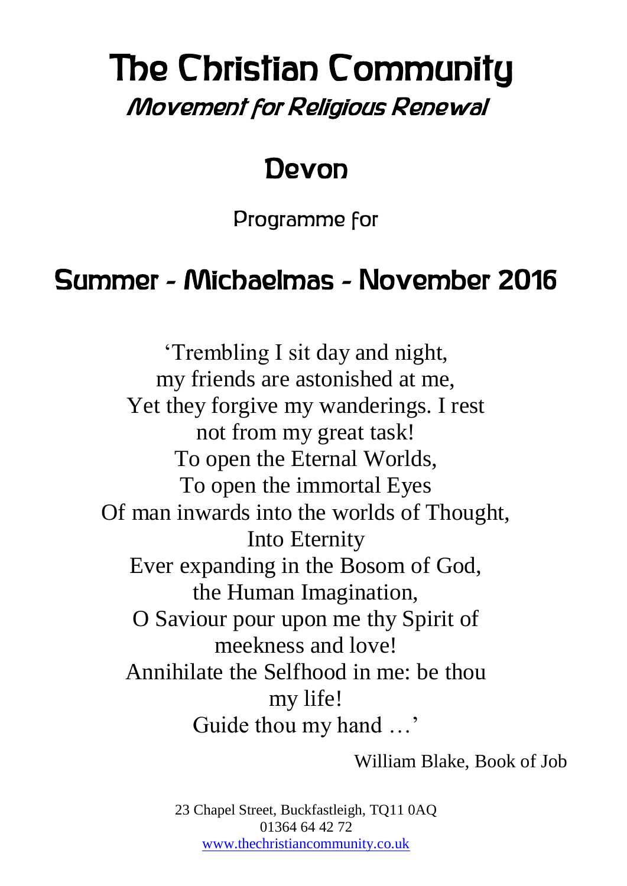# The Christian Community

*Movement for Religious Renewal*

## Devon

Programme for

## Summer - Michaelmas - November 2016

'Trembling I sit day and night,
my friends are astonished at me,
Yet they forgive my wanderings. I rest
not from my great task!
To open the Eternal Worlds,
To open the immortal Eyes
Of man inwards into the worlds of Thought,
Into Eternity
Ever expanding in the Bosom of God,
the Human Imagination,
O Saviour pour upon me thy Spirit of
meekness and love!
Annihilate the Selfhood in me: be thou
my life!
Guide thou my hand …'

William Blake, Book of Job

23 Chapel Street, Buckfastleigh, TQ11 0AQ
01364 64 42 72
www.thechristiancommunity.co.uk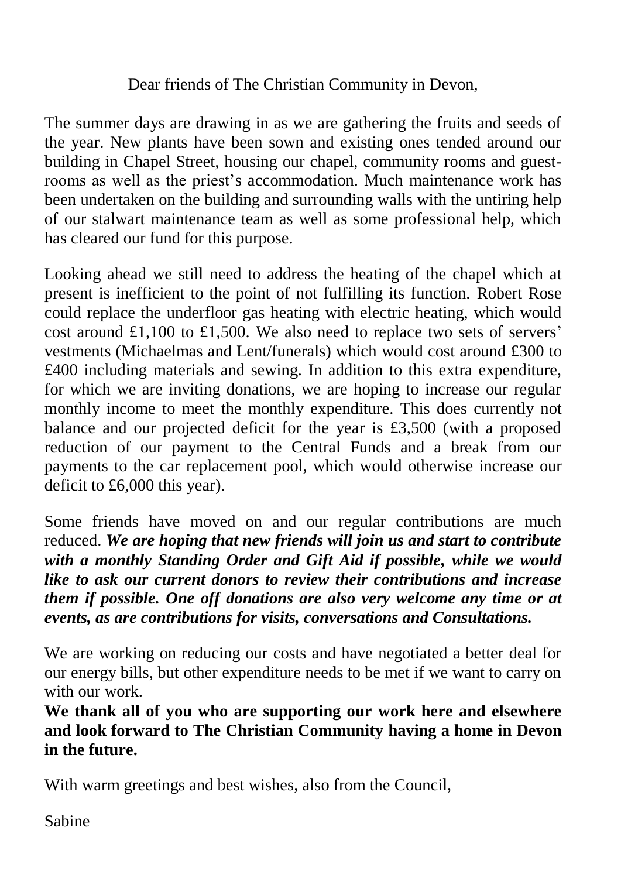Dear friends of The Christian Community in Devon,

The summer days are drawing in as we are gathering the fruits and seeds of the year. New plants have been sown and existing ones tended around our building in Chapel Street, housing our chapel, community rooms and guest-rooms as well as the priest's accommodation. Much maintenance work has been undertaken on the building and surrounding walls with the untiring help of our stalwart maintenance team as well as some professional help, which has cleared our fund for this purpose.

Looking ahead we still need to address the heating of the chapel which at present is inefficient to the point of not fulfilling its function. Robert Rose could replace the underfloor gas heating with electric heating, which would cost around £1,100 to £1,500. We also need to replace two sets of servers' vestments (Michaelmas and Lent/funerals) which would cost around £300 to £400 including materials and sewing. In addition to this extra expenditure, for which we are inviting donations, we are hoping to increase our regular monthly income to meet the monthly expenditure. This does currently not balance and our projected deficit for the year is £3,500 (with a proposed reduction of our payment to the Central Funds and a break from our payments to the car replacement pool, which would otherwise increase our deficit to £6,000 this year).

Some friends have moved on and our regular contributions are much reduced. ***We are hoping that new friends will join us and start to contribute with a monthly Standing Order and Gift Aid if possible, while we would like to ask our current donors to review their contributions and increase them if possible. One off donations are also very welcome any time or at events, as are contributions for visits, conversations and Consultations.***

We are working on reducing our costs and have negotiated a better deal for our energy bills, but other expenditure needs to be met if we want to carry on with our work.

**We thank all of you who are supporting our work here and elsewhere and look forward to The Christian Community having a home in Devon in the future.**

With warm greetings and best wishes, also from the Council,

Sabine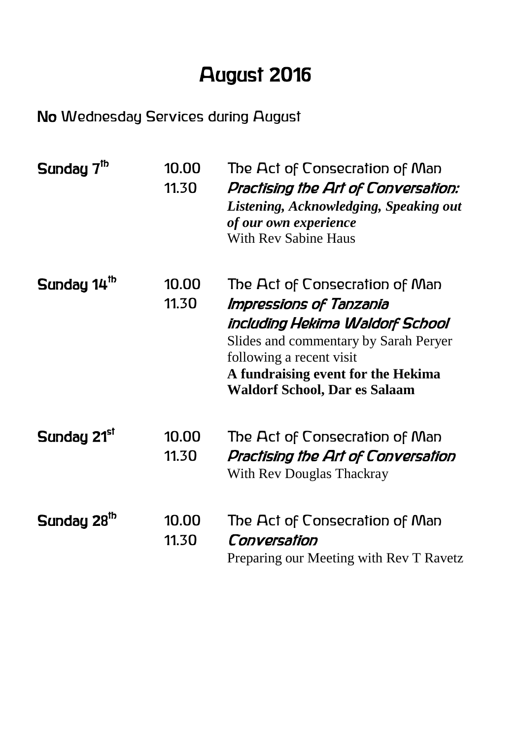# August 2016

**No** Wednesday Services during August

| | | |
|---|---|---|
| **Sunday 7th** | 10.00 | The Act of Consecration of Man |
| | 11.30 | *Practising the Art of Conversation:* |
| | | ***Listening, Acknowledging, Speaking out of our own experience*** |
| | | With Rev Sabine Haus |
| **Sunday 14th** | 10.00 | The Act of Consecration of Man |
| | 11.30 | *Impressions of Tanzania including Hekima Waldorf School* |
| | | Slides and commentary by Sarah Peryer following a recent visit |
| | | **A fundraising event for the Hekima Waldorf School, Dar es Salaam** |
| **Sunday 21st** | 10.00 | The Act of Consecration of Man |
| | 11.30 | *Practising the Art of Conversation* |
| | | With Rev Douglas Thackray |
| **Sunday 28th** | 10.00 | The Act of Consecration of Man |
| | 11.30 | *Conversation* |
| | | Preparing our Meeting with Rev T Ravetz |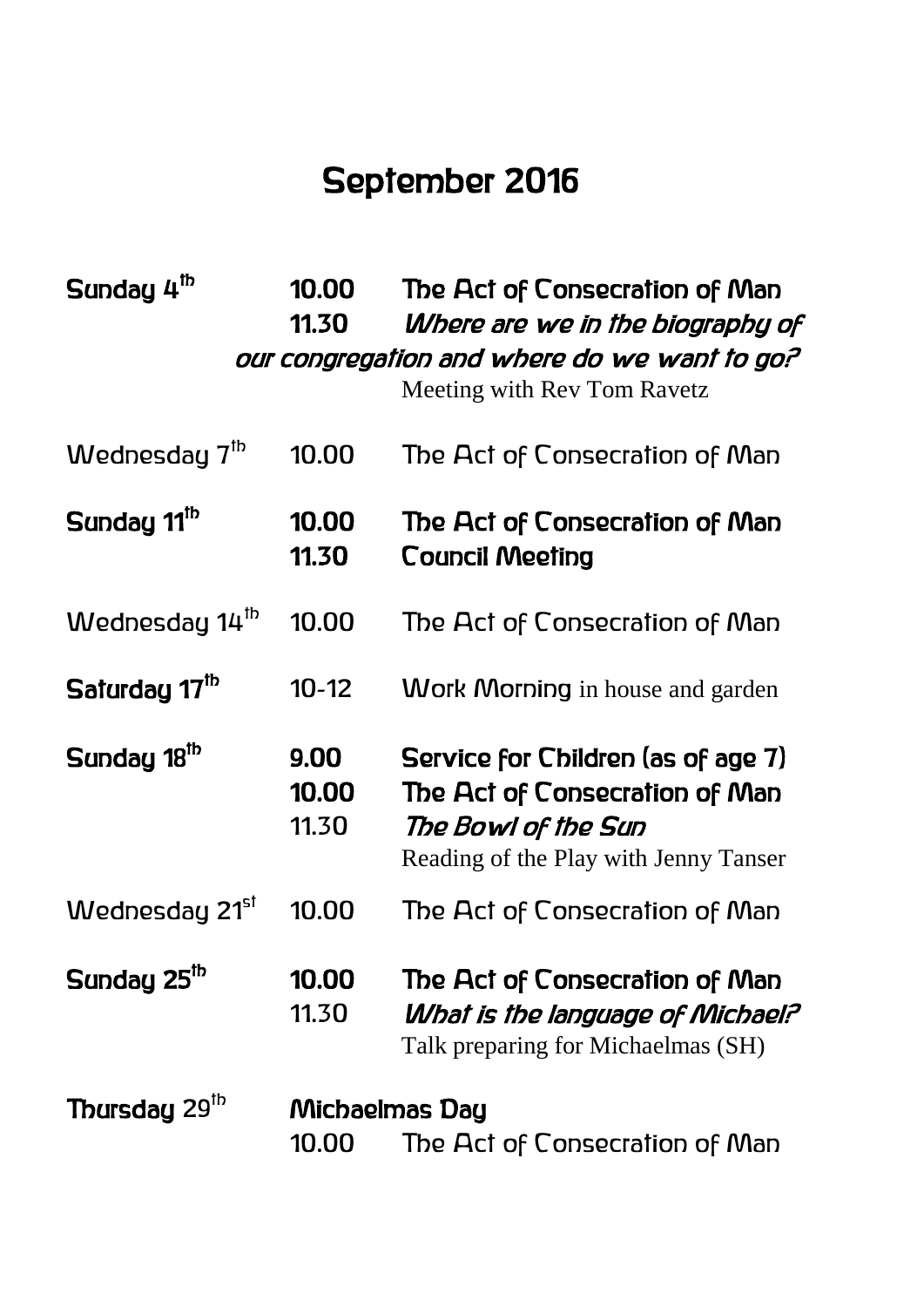# September 2016

| | | |
|---|---|---|
| **Sunday 4th** | **10.00** | **The Act of Consecration of Man** |
| | 11.30 | ***Where are we in the biography of our congregation and where do we want to go?*** Meeting with Rev Tom Ravetz |
| Wednesday 7th | 10.00 | The Act of Consecration of Man |
| **Sunday 11th** | **10.00** | **The Act of Consecration of Man** |
| | **11.30** | **Council Meeting** |
| Wednesday 14th | 10.00 | The Act of Consecration of Man |
| **Saturday 17th** | 10-12 | Work Morning in house and garden |
| **Sunday 18th** | **9.00** | **Service for Children (as of age 7)** |
| | **10.00** | **The Act of Consecration of Man** |
| | 11.30 | ***The Bowl of the Sun*** Reading of the Play with Jenny Tanser |
| Wednesday 21st | 10.00 | The Act of Consecration of Man |
| **Sunday 25th** | **10.00** | **The Act of Consecration of Man** |
| | 11.30 | ***What is the language of Michael?*** Talk preparing for Michaelmas (SH) |
| **Thursday 29th** | **Michaelmas Day** | |
| | 10.00 | The Act of Consecration of Man |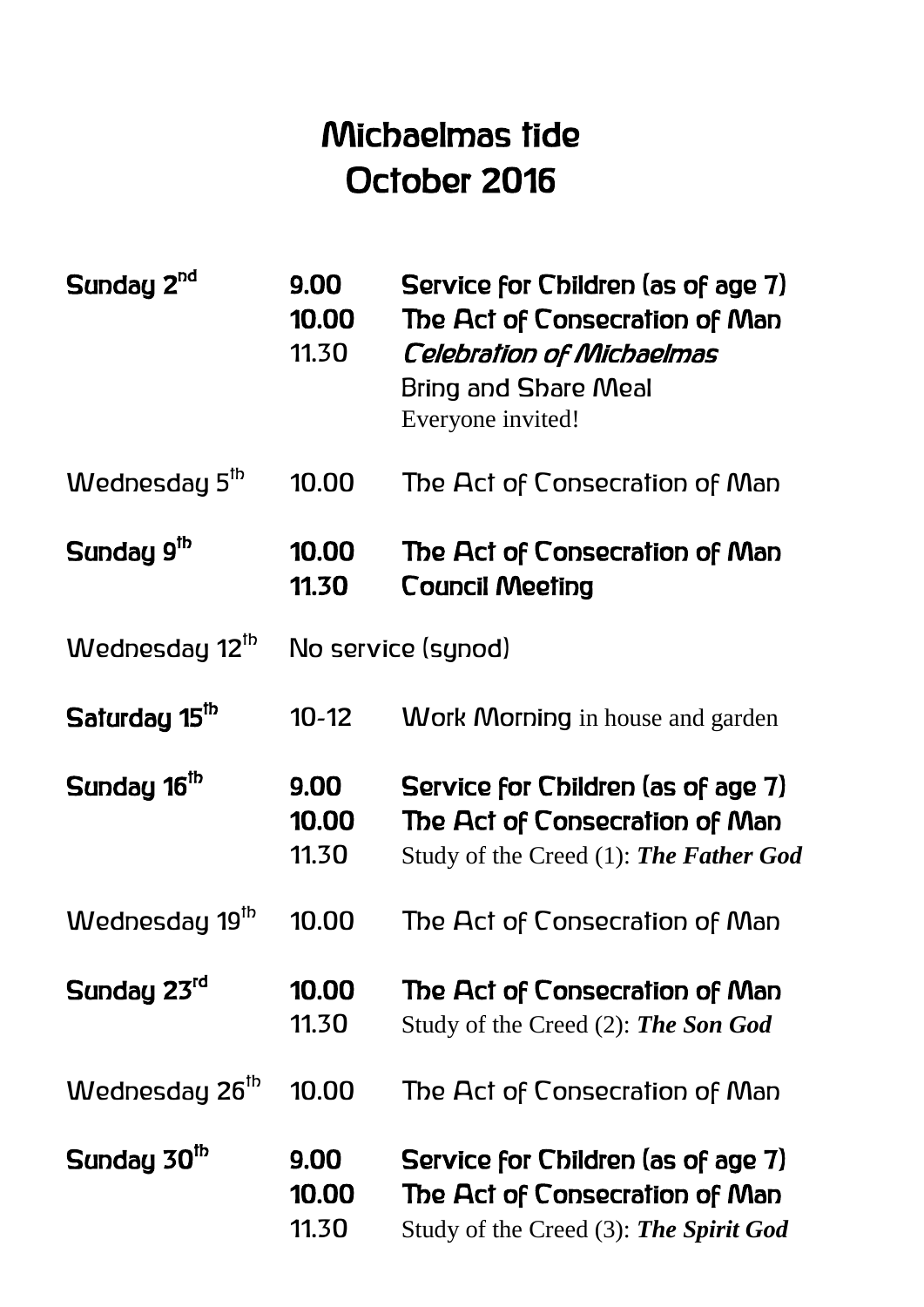# Michaelmas tide
# October 2016

| | | |
|---|---|---|
| **Sunday 2nd** | **9.00** | **Service for Children (as of age 7)** |
| | **10.00** | **The Act of Consecration of Man** |
| | 11.30 | *Celebration of Michaelmas* |
| | | Bring and Share Meal |
| | | Everyone invited! |
| Wednesday 5th | 10.00 | The Act of Consecration of Man |
| **Sunday 9th** | **10.00** | **The Act of Consecration of Man** |
| | **11.30** | **Council Meeting** |
| Wednesday 12th | No service (synod) | |
| **Saturday 15th** | 10-12 | Work Morning in house and garden |
| **Sunday 16th** | **9.00** | **Service for Children (as of age 7)** |
| | **10.00** | **The Act of Consecration of Man** |
| | 11.30 | Study of the Creed (1): ***The Father God*** |
| Wednesday 19th | 10.00 | The Act of Consecration of Man |
| **Sunday 23rd** | **10.00** | **The Act of Consecration of Man** |
| | 11.30 | Study of the Creed (2): ***The Son God*** |
| Wednesday 26th | 10.00 | The Act of Consecration of Man |
| **Sunday 30th** | **9.00** | **Service for Children (as of age 7)** |
| | **10.00** | **The Act of Consecration of Man** |
| | 11.30 | Study of the Creed (3): ***The Spirit God*** |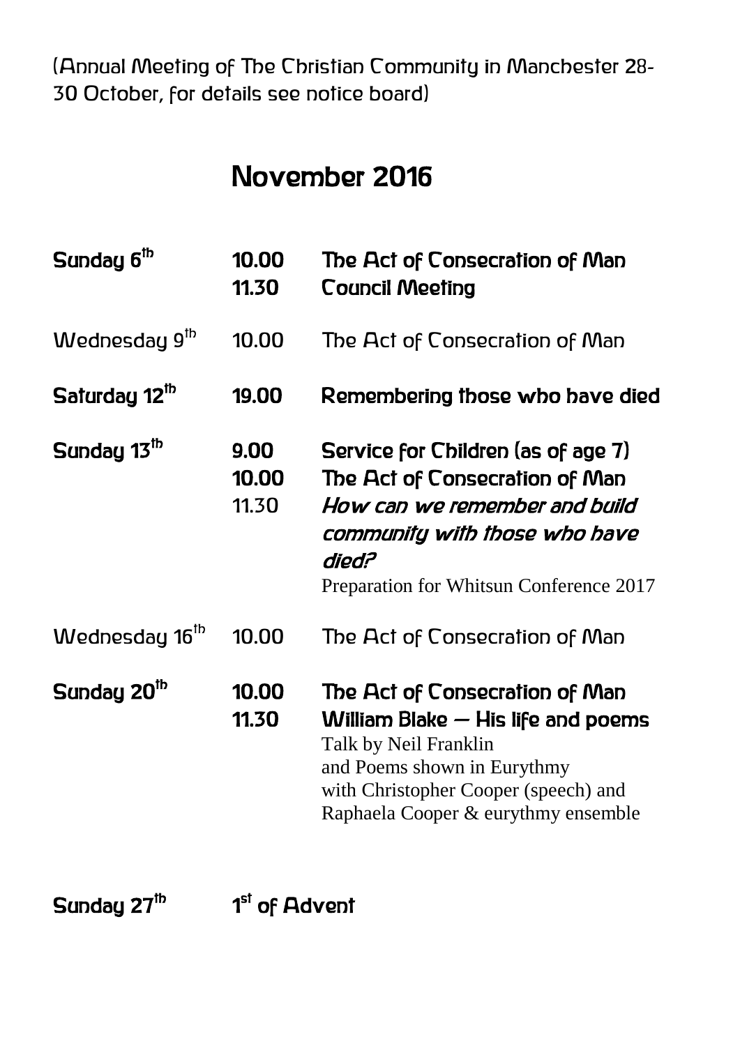(Annual Meeting of The Christian Community in Manchester 28-30 October, for details see notice board)

# November 2016

| | | |
|---|---|---|
| **Sunday 6th** | **10.00**<br>**11.30** | **The Act of Consecration of Man**<br>**Council Meeting** |
| Wednesday 9th | 10.00 | The Act of Consecration of Man |
| **Saturday 12th** | **19.00** | **Remembering those who have died** |
| **Sunday 13th** | **9.00**<br>**10.00**<br>11.30 | **Service for Children (as of age 7)**<br>**The Act of Consecration of Man**<br>***How can we remember and build community with those who have died?***<br>Preparation for Whitsun Conference 2017 |
| Wednesday 16th | 10.00 | The Act of Consecration of Man |
| **Sunday 20th** | **10.00**<br>**11.30** | **The Act of Consecration of Man**<br>**William Blake – His life and poems**<br>Talk by Neil Franklin<br>and Poems shown in Eurythmy<br>with Christopher Cooper (speech) and<br>Raphaela Cooper & eurythmy ensemble |

**Sunday 27th** **1st of Advent**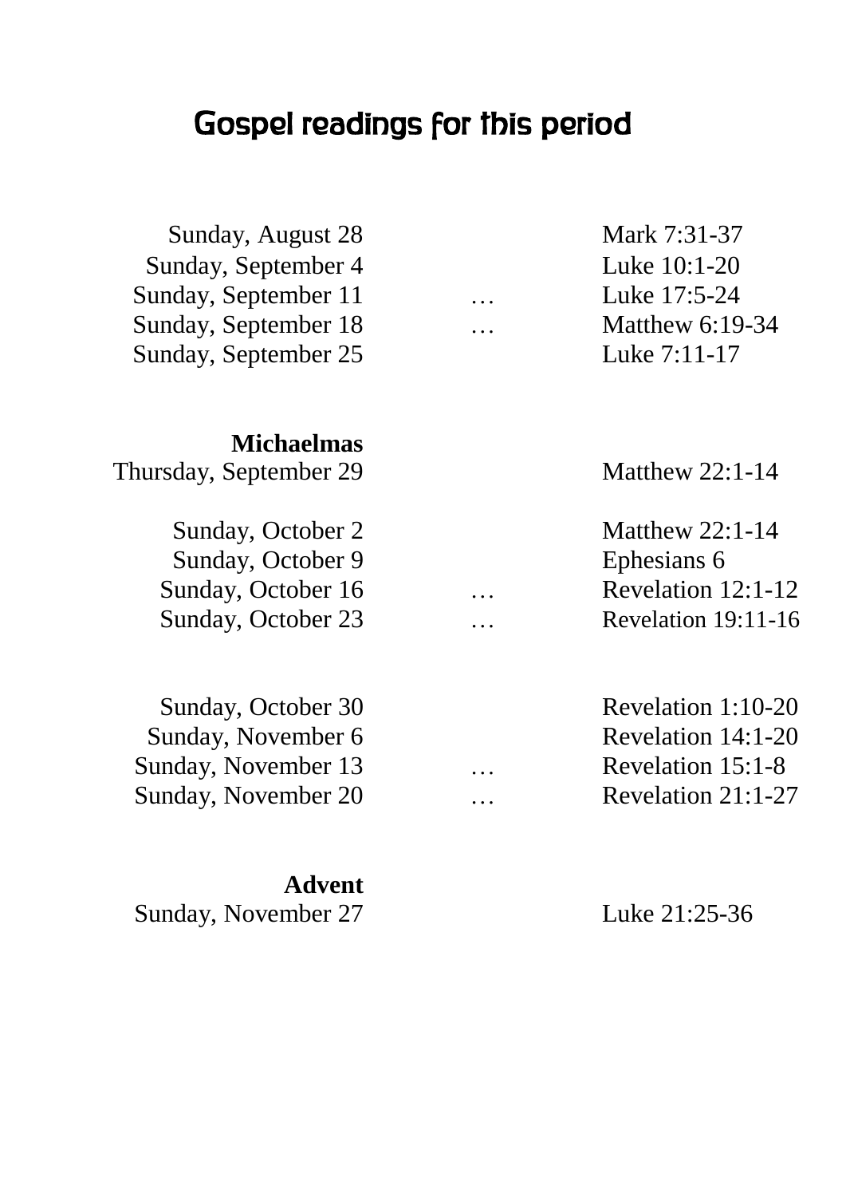# Gospel readings for this period

| | | |
|---|---|---|
| Sunday, August 28 | | Mark 7:31-37 |
| Sunday, September 4 | | Luke 10:1-20 |
| Sunday, September 11 | … | Luke 17:5-24 |
| Sunday, September 18 | … | Matthew 6:19-34 |
| Sunday, September 25 | | Luke 7:11-17 |
| | | |
| **Michaelmas** | | |
| Thursday, September 29 | | Matthew 22:1-14 |
| | | |
| Sunday, October 2 | | Matthew 22:1-14 |
| Sunday, October 9 | | Ephesians 6 |
| Sunday, October 16 | … | Revelation 12:1-12 |
| Sunday, October 23 | … | Revelation 19:11-16 |
| | | |
| Sunday, October 30 | | Revelation 1:10-20 |
| Sunday, November 6 | | Revelation 14:1-20 |
| Sunday, November 13 | … | Revelation 15:1-8 |
| Sunday, November 20 | … | Revelation 21:1-27 |
| | | |
| **Advent** | | |
| Sunday, November 27 | | Luke 21:25-36 |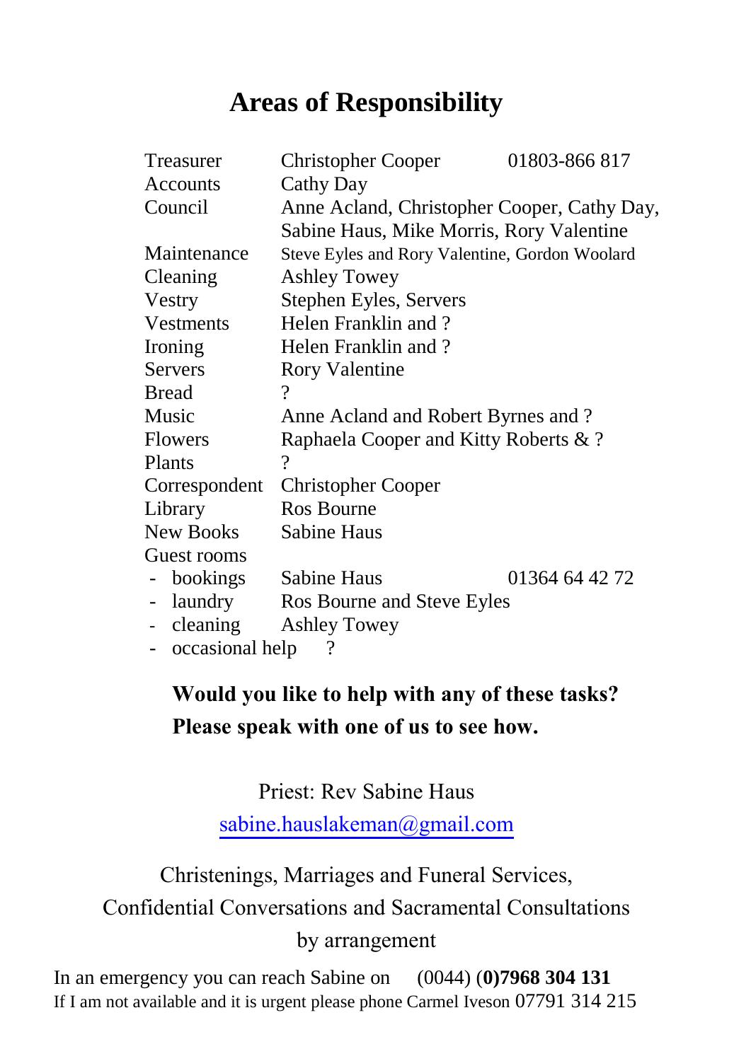# Areas of Responsibility

| | | |
|---|---|---|
| Treasurer | Christopher Cooper | 01803-866 817 |
| Accounts | Cathy Day | |
| Council | Anne Acland, Christopher Cooper, Cathy Day, Sabine Haus, Mike Morris, Rory Valentine | |
| Maintenance | Steve Eyles and Rory Valentine, Gordon Woolard | |
| Cleaning | Ashley Towey | |
| Vestry | Stephen Eyles, Servers | |
| Vestments | Helen Franklin and ? | |
| Ironing | Helen Franklin and ? | |
| Servers | Rory Valentine | |
| Bread | ? | |
| Music | Anne Acland and Robert Byrnes and ? | |
| Flowers | Raphaela Cooper and Kitty Roberts & ? | |
| Plants | ? | |
| Correspondent | Christopher Cooper | |
| Library | Ros Bourne | |
| New Books | Sabine Haus | |
| Guest rooms | | |
| - bookings | Sabine Haus | 01364 64 42 72 |
| - laundry | Ros Bourne and Steve Eyles | |
| - cleaning | Ashley Towey | |
| - occasional help | ? | |

**Would you like to help with any of these tasks?**
**Please speak with one of us to see how.**

Priest: Rev Sabine Haus

sabine.hauslakeman@gmail.com

Christenings, Marriages and Funeral Services,
Confidential Conversations and Sacramental Consultations
by arrangement

In an emergency you can reach Sabine on (0044) (**0)7968 304 131**

If I am not available and it is urgent please phone Carmel Iveson 07791 314 215